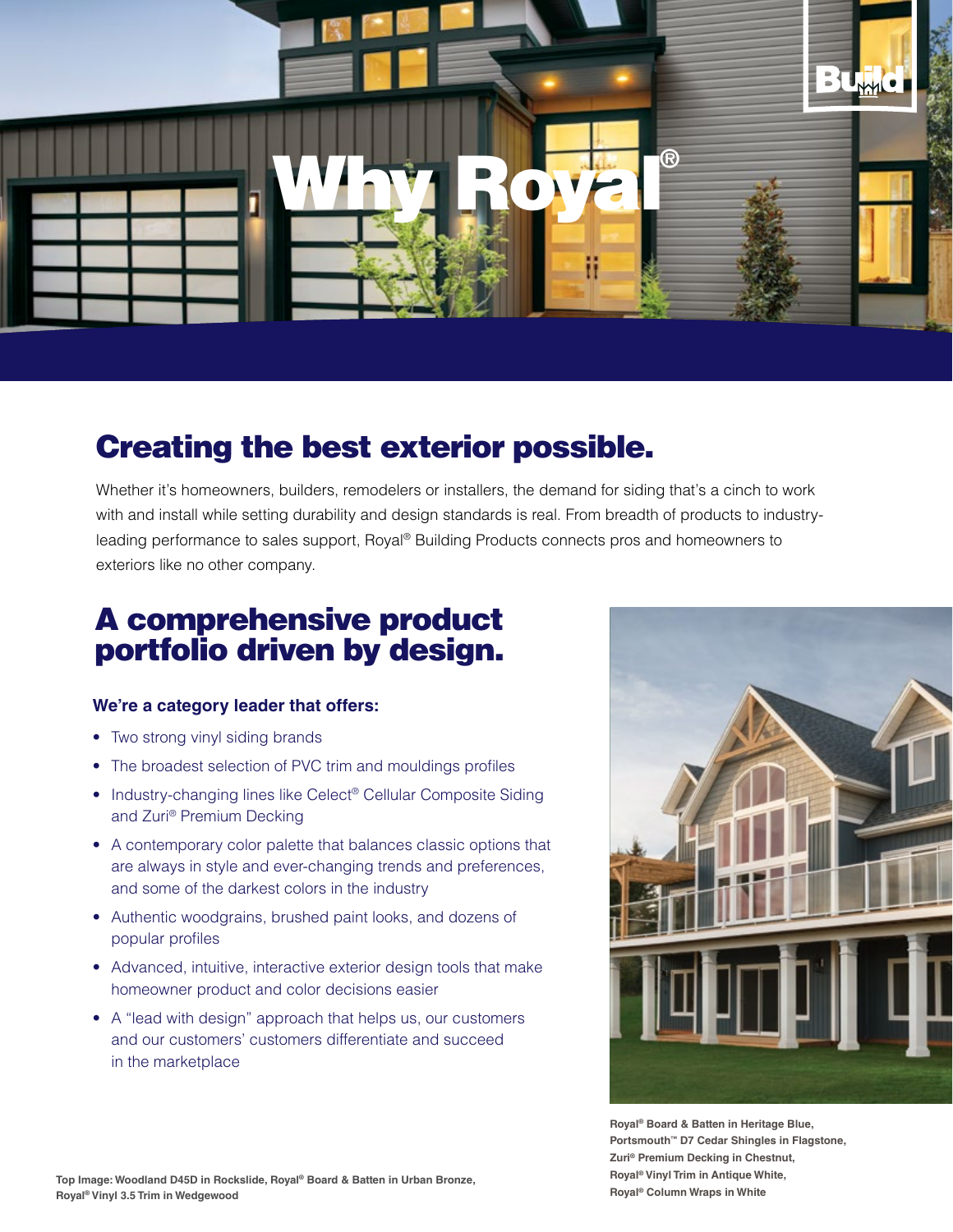# Why Royal®

## Creating the best exterior possible.

Whether it's homeowners, builders, remodelers or installers, the demand for siding that's a cinch to work with and install while setting durability and design standards is real. From breadth of products to industry-leading performance to sales support, Royal® Building Products connects pros and homeowners to exteriors like no other company.

## A comprehensive product portfolio driven by design.

**We're a category leader that offers:**

- Two strong vinyl siding brands
- The broadest selection of PVC trim and mouldings profiles
- Industry-changing lines like Celect® Cellular Composite Siding and Zuri® Premium Decking
- A contemporary color palette that balances classic options that are always in style and ever-changing trends and preferences, and some of the darkest colors in the industry
- Authentic woodgrains, brushed paint looks, and dozens of popular profiles
- Advanced, intuitive, interactive exterior design tools that make homeowner product and color decisions easier
- A "lead with design" approach that helps us, our customers and our customers' customers differentiate and succeed in the marketplace

**Royal® Board & Batten in Heritage Blue, Portsmouth™ D7 Cedar Shingles in Flagstone, Zuri® Premium Decking in Chestnut, Royal® Vinyl Trim in Antique White, Royal® Column Wraps in White**

**Top Image: Woodland D45D in Rockslide, Royal® Board & Batten in Urban Bronze, Royal® Vinyl 3.5 Trim in Wedgewood**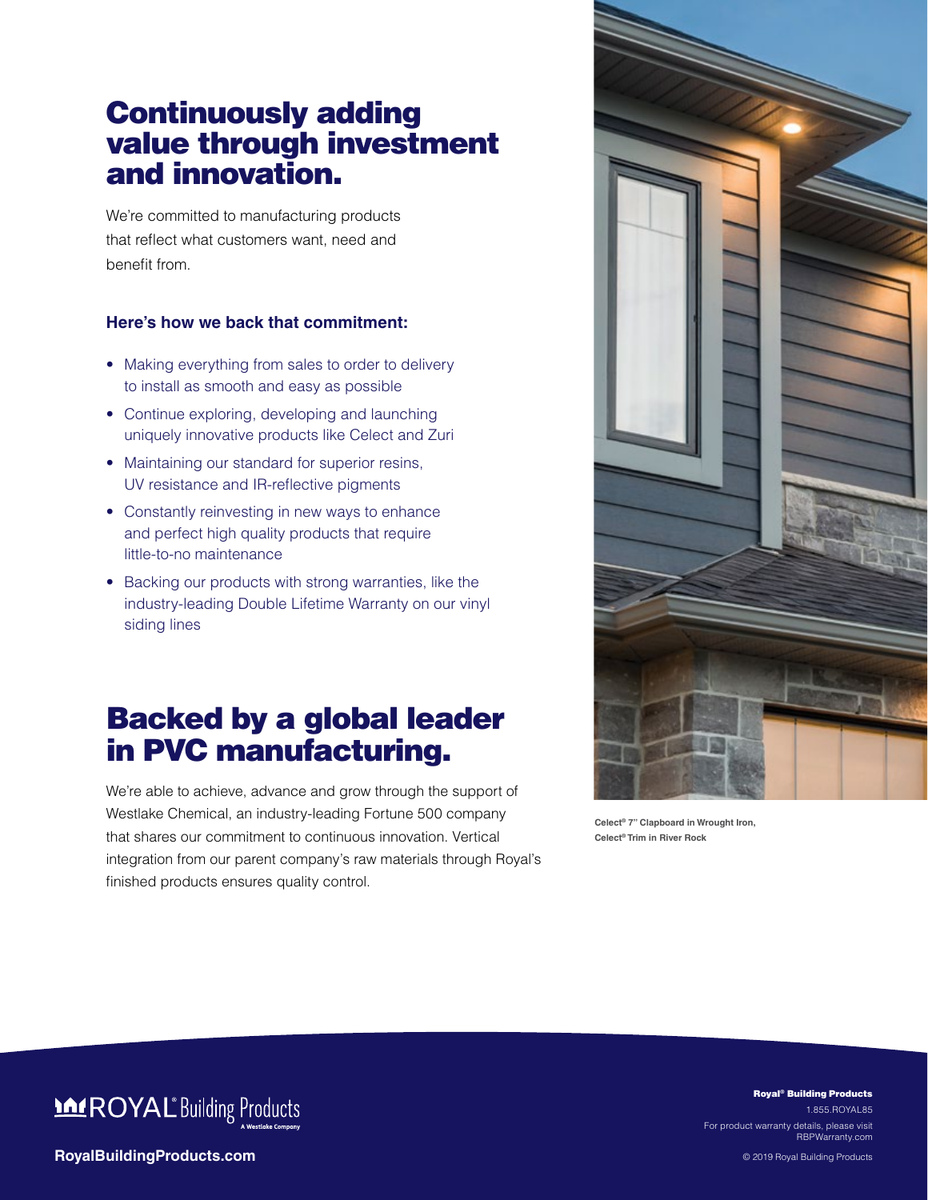# Continuously adding value through investment and innovation.

We're committed to manufacturing products that reflect what customers want, need and benefit from.

**Here's how we back that commitment:**

- Making everything from sales to order to delivery to install as smooth and easy as possible
- Continue exploring, developing and launching uniquely innovative products like Celect and Zuri
- Maintaining our standard for superior resins, UV resistance and IR-reflective pigments
- Constantly reinvesting in new ways to enhance and perfect high quality products that require little-to-no maintenance
- Backing our products with strong warranties, like the industry-leading Double Lifetime Warranty on our vinyl siding lines

# Backed by a global leader in PVC manufacturing.

We're able to achieve, advance and grow through the support of Westlake Chemical, an industry-leading Fortune 500 company that shares our commitment to continuous innovation. Vertical integration from our parent company's raw materials through Royal's finished products ensures quality control.

**Celect® 7" Clapboard in Wrought Iron, Celect® Trim in River Rock**

ROYAL® Building Products
A Westlake Company

**RoyalBuildingProducts.com**

**Royal® Building Products**
1.855.ROYAL85
For product warranty details, please visit RBPWarranty.com

© 2019 Royal Building Products